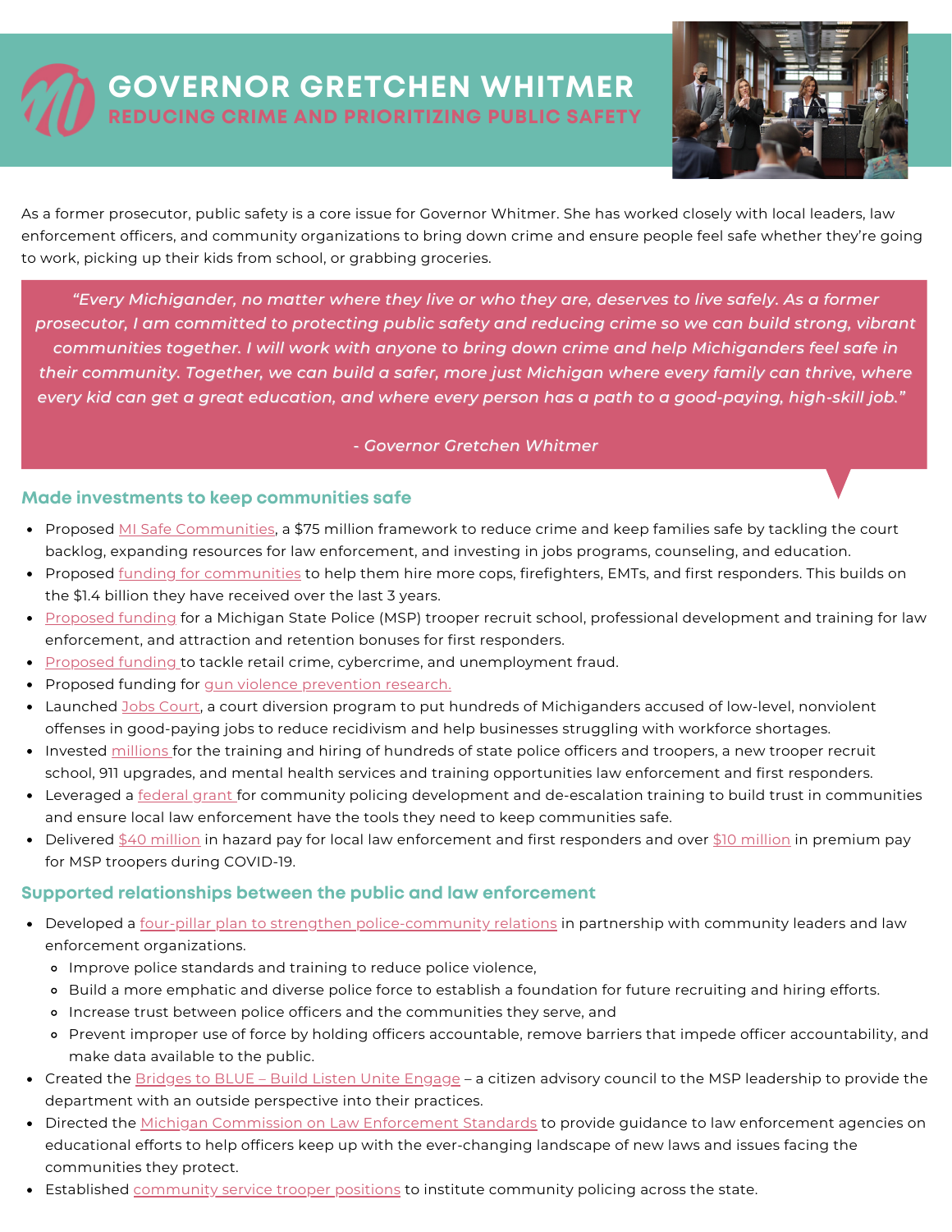# GOVERNOR GRETCHEN WHITMER

## REDUCING CRIME AND PRIORITIZING PUBLIC SAFETY

As a former prosecutor, public safety is a core issue for Governor Whitmer. She has worked closely with local leaders, law enforcement officers, and community organizations to bring down crime and ensure people feel safe whether they're going to work, picking up their kids from school, or grabbing groceries.

> *"Every Michigander, no matter where they live or who they are, deserves to live safely. As a former prosecutor, I am committed to protecting public safety and reducing crime so we can build strong, vibrant communities together. I will work with anyone to bring down crime and help Michiganders feel safe in their community. Together, we can build a safer, more just Michigan where every family can thrive, where every kid can get a great education, and where every person has a path to a good-paying, high-skill job."*
>
> *- Governor Gretchen Whitmer*

### Made investments to keep communities safe

- Proposed MI Safe Communities, a $75 million framework to reduce crime and keep families safe by tackling the court backlog, expanding resources for law enforcement, and investing in jobs programs, counseling, and education.
- Proposed funding for communities to help them hire more cops, firefighters, EMTs, and first responders. This builds on the $1.4 billion they have received over the last 3 years.
- Proposed funding for a Michigan State Police (MSP) trooper recruit school, professional development and training for law enforcement, and attraction and retention bonuses for first responders.
- Proposed funding to tackle retail crime, cybercrime, and unemployment fraud.
- Proposed funding for gun violence prevention research.
- Launched Jobs Court, a court diversion program to put hundreds of Michiganders accused of low-level, nonviolent offenses in good-paying jobs to reduce recidivism and help businesses struggling with workforce shortages.
- Invested millions for the training and hiring of hundreds of state police officers and troopers, a new trooper recruit school, 911 upgrades, and mental health services and training opportunities law enforcement and first responders.
- Leveraged a federal grant for community policing development and de-escalation training to build trust in communities and ensure local law enforcement have the tools they need to keep communities safe.
- Delivered $40 million in hazard pay for local law enforcement and first responders and over $10 million in premium pay for MSP troopers during COVID-19.

### Supported relationships between the public and law enforcement

- Developed a four-pillar plan to strengthen police-community relations in partnership with community leaders and law enforcement organizations.
  - Improve police standards and training to reduce police violence,
  - Build a more emphatic and diverse police force to establish a foundation for future recruiting and hiring efforts.
  - Increase trust between police officers and the communities they serve, and
  - Prevent improper use of force by holding officers accountable, remove barriers that impede officer accountability, and make data available to the public.
- Created the Bridges to BLUE – Build Listen Unite Engage – a citizen advisory council to the MSP leadership to provide the department with an outside perspective into their practices.
- Directed the Michigan Commission on Law Enforcement Standards to provide guidance to law enforcement agencies on educational efforts to help officers keep up with the ever-changing landscape of new laws and issues facing the communities they protect.
- Established community service trooper positions to institute community policing across the state.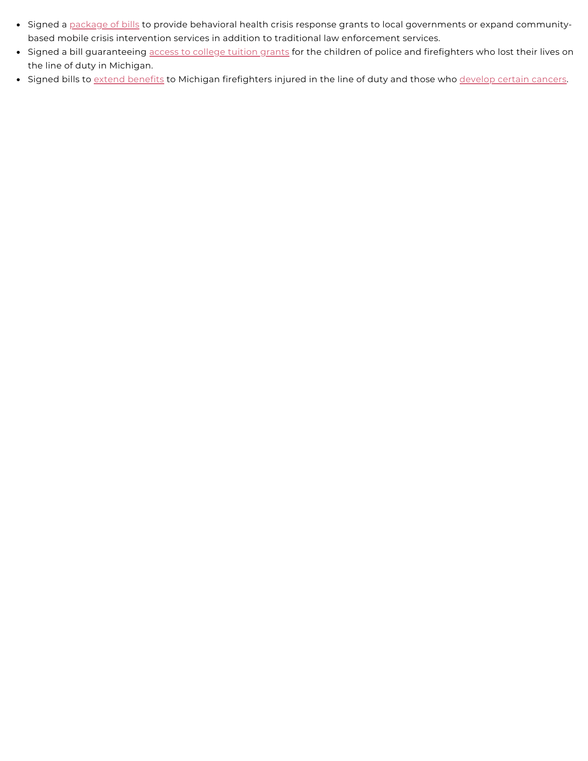- Signed a package of bills to provide behavioral health crisis response grants to local governments or expand community-based mobile crisis intervention services in addition to traditional law enforcement services.
- Signed a bill guaranteeing access to college tuition grants for the children of police and firefighters who lost their lives on the line of duty in Michigan.
- Signed bills to extend benefits to Michigan firefighters injured in the line of duty and those who develop certain cancers.